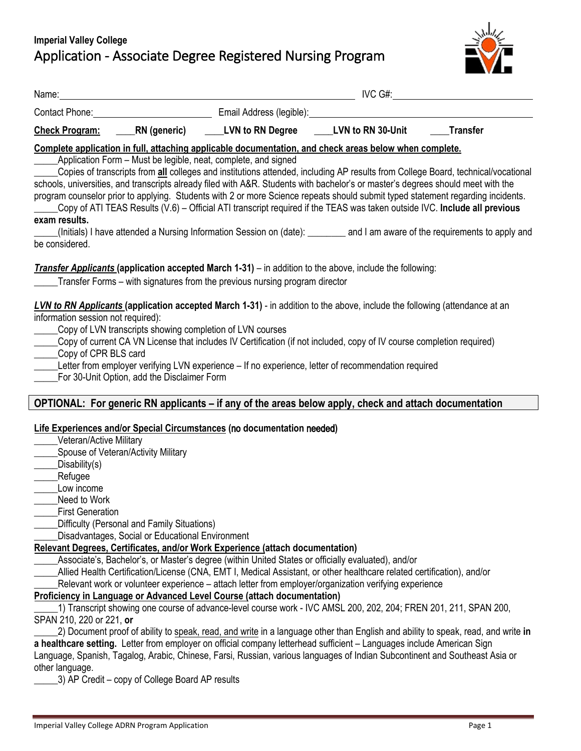**Imperial Valley College**

# Application - Associate Degree Registered Nursing Program

Name:______________________________________________________ IVC G#:__________________________

Contact Phone:________________________ Email Address (legible):____________________________________________

**Check Program:** ____**RN (generic)** ____**LVN to RN Degree** ____**LVN to RN 30-Unit** ____**Transfer**

**Complete application in full, attaching applicable documentation, and check areas below when complete.**

_____Application Form – Must be legible, neat, complete, and signed

_____Copies of transcripts from **all** colleges and institutions attended, including AP results from College Board, technical/vocational schools, universities, and transcripts already filed with A&R. Students with bachelor's or master's degrees should meet with the program counselor prior to applying. Students with 2 or more Science repeats should submit typed statement regarding incidents.

_____Copy of ATI TEAS Results (V.6) – Official ATI transcript required if the TEAS was taken outside IVC. **Include all previous exam results.**

_____(Initials) I have attended a Nursing Information Session on (date): ________ and I am aware of the requirements to apply and be considered.

***Transfer Applicants* (application accepted March 1-31)** – in addition to the above, include the following:

_____Transfer Forms – with signatures from the previous nursing program director

***LVN to RN Applicants* (application accepted March 1-31)** - in addition to the above, include the following (attendance at an information session not required):

_____Copy of LVN transcripts showing completion of LVN courses

_____Copy of current CA VN License that includes IV Certification (if not included, copy of IV course completion required)

_____Copy of CPR BLS card

_____Letter from employer verifying LVN experience – If no experience, letter of recommendation required

_____For 30-Unit Option, add the Disclaimer Form

## OPTIONAL: For generic RN applicants – if any of the areas below apply, check and attach documentation

**Life Experiences and/or Special Circumstances (no documentation needed)**

_____Veteran/Active Military

_____Spouse of Veteran/Activity Military

_____Disability(s)

_____Refugee

_____Low income

_____Need to Work

_____First Generation

_____Difficulty (Personal and Family Situations)

_____Disadvantages, Social or Educational Environment

**Relevant Degrees, Certificates, and/or Work Experience (attach documentation)**

_____Associate's, Bachelor's, or Master's degree (within United States or officially evaluated), and/or

_____Allied Health Certification/License (CNA, EMT I, Medical Assistant, or other healthcare related certification), and/or

_____Relevant work or volunteer experience – attach letter from employer/organization verifying experience

**Proficiency in Language or Advanced Level Course (attach documentation)**

_____1) Transcript showing one course of advance-level course work - IVC AMSL 200, 202, 204; FREN 201, 211, SPAN 200, SPAN 210, 220 or 221, **or**

_____2) Document proof of ability to speak, read, and write in a language other than English and ability to speak, read, and write **in a healthcare setting.** Letter from employer on official company letterhead sufficient – Languages include American Sign Language, Spanish, Tagalog, Arabic, Chinese, Farsi, Russian, various languages of Indian Subcontinent and Southeast Asia or other language.

_____3) AP Credit – copy of College Board AP results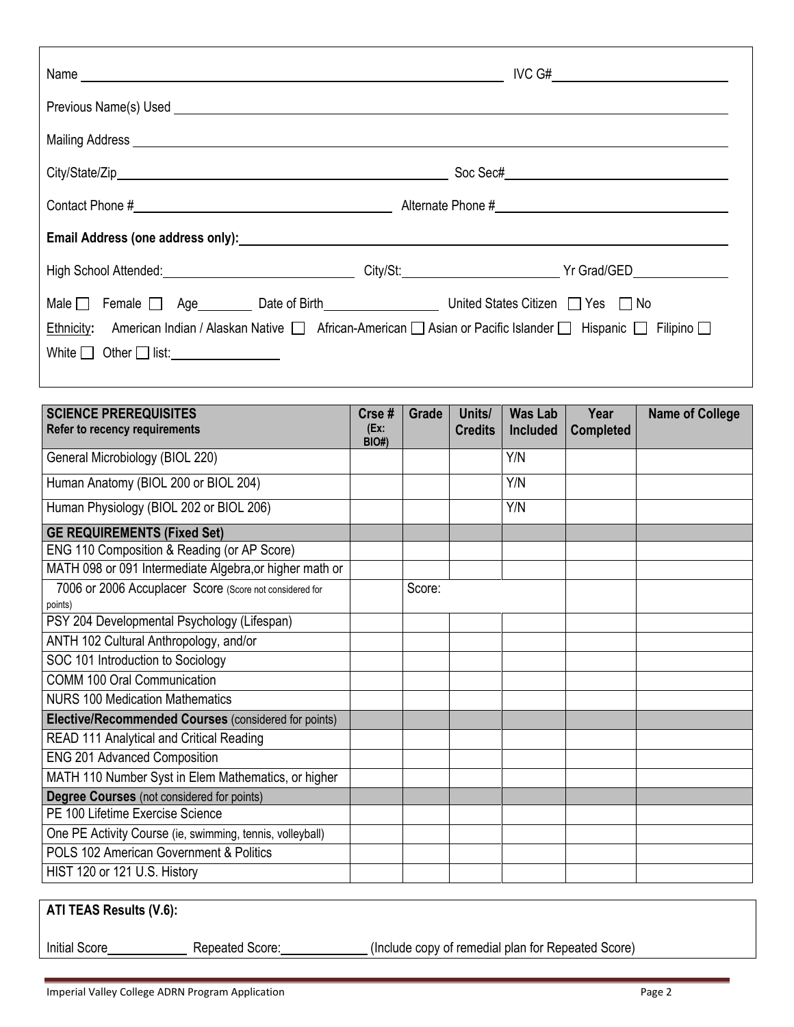Name ______________________________ IVC G# ______________

Previous Name(s) Used ______________________________

Mailing Address ______________________________

City/State/Zip ______________________________ Soc Sec# ______________

Contact Phone # ______________ Alternate Phone # ______________

**Email Address (one address only):** ______________________________

High School Attended: ______________ City/St: ______________ Yr Grad/GED ______________

Male ☐ Female ☐ Age ________ Date of Birth ______________ United States Citizen ☐ Yes ☐ No

Ethnicity: American Indian / Alaskan Native ☐ African-American ☐ Asian or Pacific Islander ☐ Hispanic ☐ Filipino ☐ White ☐ Other ☐ list: ______________

| **SCIENCE PREREQUISITES** Refer to recency requirements | Crse # (Ex: BIO#) | Grade | Units/ Credits | Was Lab Included | Year Completed | Name of College |
|---|---|---|---|---|---|---|
| General Microbiology (BIOL 220) | | | | Y/N | | |
| Human Anatomy (BIOL 200 or BIOL 204) | | | | Y/N | | |
| Human Physiology (BIOL 202 or BIOL 206) | | | | Y/N | | |
| **GE REQUIREMENTS (Fixed Set)** | | | | | | |
| ENG 110 Composition & Reading (or AP Score) | | | | | | |
| MATH 098 or 091 Intermediate Algebra,or higher math or | | | | | | |
| 7006 or 2006 Accuplacer Score (Score not considered for points) | | Score: | | | | |
| PSY 204 Developmental Psychology (Lifespan) | | | | | | |
| ANTH 102 Cultural Anthropology, and/or | | | | | | |
| SOC 101 Introduction to Sociology | | | | | | |
| COMM 100 Oral Communication | | | | | | |
| NURS 100 Medication Mathematics | | | | | | |
| **Elective/Recommended Courses** (considered for points) | | | | | | |
| READ 111 Analytical and Critical Reading | | | | | | |
| ENG 201 Advanced Composition | | | | | | |
| MATH 110 Number Syst in Elem Mathematics, or higher | | | | | | |
| **Degree Courses** (not considered for points) | | | | | | |
| PE 100 Lifetime Exercise Science | | | | | | |
| One PE Activity Course (ie, swimming, tennis, volleyball) | | | | | | |
| POLS 102 American Government & Politics | | | | | | |
| HIST 120 or 121 U.S. History | | | | | | |

**ATI TEAS Results (V.6):**

Initial Score ____________ Repeated Score: ____________ (Include copy of remedial plan for Repeated Score)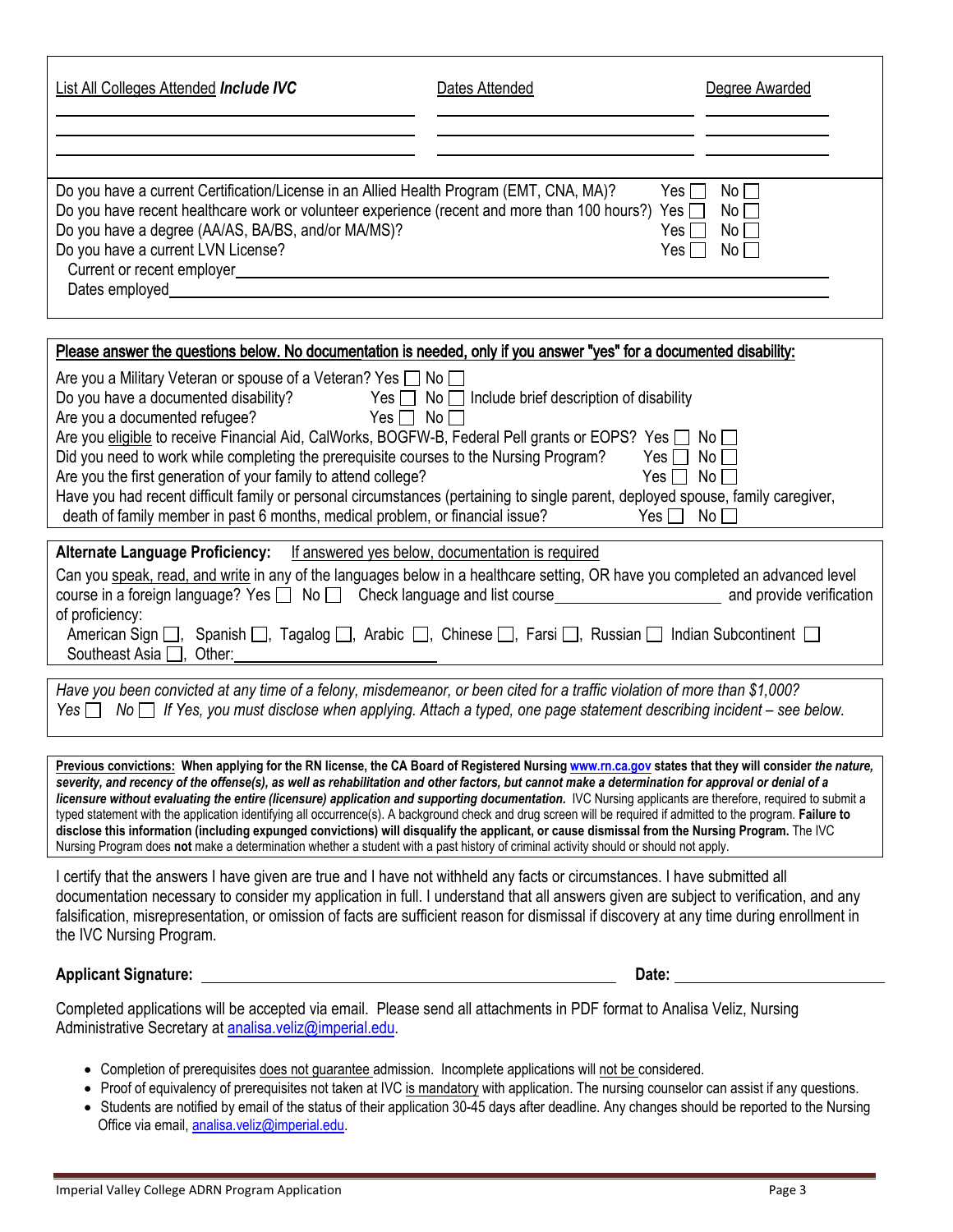| <u>List All Colleges Attended *Include IVC*</u> | <u>Dates Attended</u> | <u>Degree Awarded</u> |
| --- | --- | --- |
| | | |
| | | |
| | | |

Do you have a current Certification/License in an Allied Health Program (EMT, CNA, MA)? Yes ☐ No ☐
Do you have recent healthcare work or volunteer experience (recent and more than 100 hours?) Yes ☐ No ☐
Do you have a degree (AA/AS, BA/BS, and/or MA/MS)? Yes ☐ No ☐
Do you have a current LVN License? Yes ☐ No ☐
Current or recent employer\_\_\_\_\_\_\_\_\_\_\_\_\_\_\_\_\_\_\_\_\_\_\_\_\_\_\_\_\_\_\_\_\_\_\_\_\_\_\_\_
Dates employed\_\_\_\_\_\_\_\_\_\_\_\_\_\_\_\_\_\_\_\_\_\_\_\_\_\_\_\_\_\_\_\_\_\_\_\_\_\_\_\_

**<u>Please answer the questions below. No documentation is needed, only if you answer "yes" for a documented disability:</u>**

Are you a Military Veteran or spouse of a Veteran? Yes ☐ No ☐
Do you have a documented disability? Yes ☐ No ☐ Include brief description of disability
Are you a documented refugee? Yes ☐ No ☐
Are you <u>eligible</u> to receive Financial Aid, CalWorks, BOGFW-B, Federal Pell grants or EOPS? Yes ☐ No ☐
Did you need to work while completing the prerequisite courses to the Nursing Program? Yes ☐ No ☐
Are you the first generation of your family to attend college? Yes ☐ No ☐
Have you had recent difficult family or personal circumstances (pertaining to single parent, deployed spouse, family caregiver, death of family member in past 6 months, medical problem, or financial issue? Yes ☐ No ☐

**Alternate Language Proficiency:** <u>If answered yes below, documentation is required</u>

Can you <u>speak, read, and write</u> in any of the languages below in a healthcare setting, OR have you completed an advanced level course in a foreign language? Yes ☐ No ☐ Check language and list course\_\_\_\_\_\_\_\_\_\_\_\_\_\_\_\_\_\_\_\_ and provide verification of proficiency:
American Sign ☐, Spanish ☐, Tagalog ☐, Arabic ☐, Chinese ☐, Farsi ☐, Russian ☐ Indian Subcontinent ☐
Southeast Asia ☐, Other:\_\_\_\_\_\_\_\_\_\_\_\_\_\_\_\_\_\_\_\_

*Have you been convicted at any time of a felony, misdemeanor, or been cited for a traffic violation of more than $1,000?*
*Yes ☐ No ☐ If Yes, you must disclose when applying. Attach a typed, one page statement describing incident – see below.*

**<u>Previous convictions:</u> When applying for the RN license, the CA Board of Registered Nursing <u>www.rn.ca.gov</u> states that they will consider *the nature, severity, and recency of the offense(s), as well as rehabilitation and other factors, but cannot make a determination for approval or denial of a licensure without evaluating the entire (licensure) application and supporting documentation.*** IVC Nursing applicants are therefore, required to submit a typed statement with the application identifying all occurrence(s). A background check and drug screen will be required if admitted to the program. **Failure to disclose this information (including expunged convictions) will disqualify the applicant, or cause dismissal from the Nursing Program.** The IVC Nursing Program does **not** make a determination whether a student with a past history of criminal activity should or should not apply.

I certify that the answers I have given are true and I have not withheld any facts or circumstances. I have submitted all documentation necessary to consider my application in full. I understand that all answers given are subject to verification, and any falsification, misrepresentation, or omission of facts are sufficient reason for dismissal if discovery at any time during enrollment in the IVC Nursing Program.

**Applicant Signature:** \_\_\_\_\_\_\_\_\_\_\_\_\_\_\_\_\_\_\_\_\_\_\_\_\_\_\_\_\_\_\_\_\_\_\_\_\_\_ **Date:** \_\_\_\_\_\_\_\_\_\_\_\_\_\_\_\_\_\_\_\_

Completed applications will be accepted via email. Please send all attachments in PDF format to Analisa Veliz, Nursing Administrative Secretary at <u>analisa.veliz@imperial.edu</u>.

- Completion of prerequisites <u>does not guarantee</u> admission. Incomplete applications will <u>not be</u> considered.
- Proof of equivalency of prerequisites not taken at IVC <u>is mandatory</u> with application. The nursing counselor can assist if any questions.
- Students are notified by email of the status of their application 30-45 days after deadline. Any changes should be reported to the Nursing Office via email, <u>analisa.veliz@imperial.edu</u>.